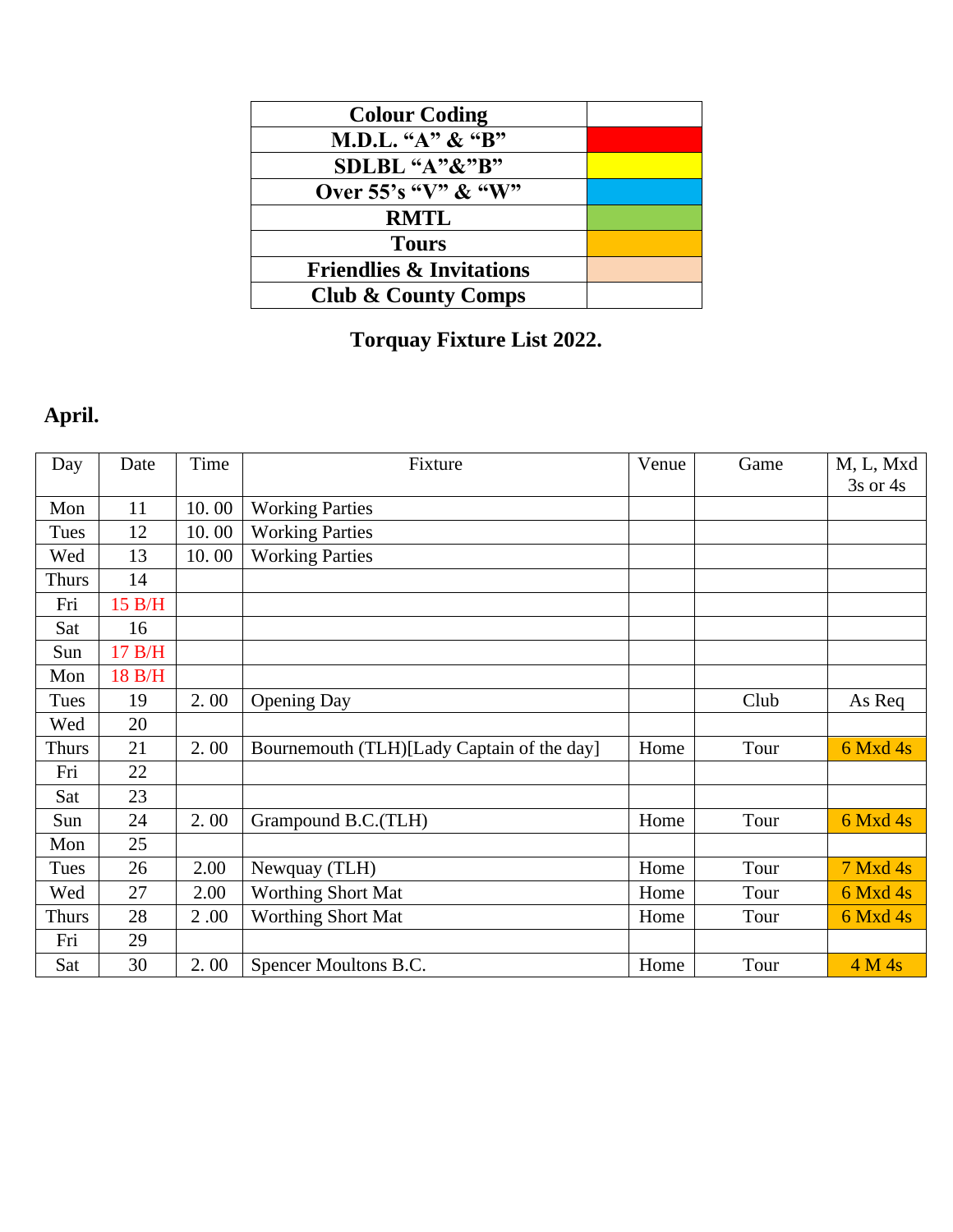| Colour Coding | |
|---|---|
| M.D.L. “A” & “B” | |
| SDLBL “A”&”B” | |
| Over 55’s “V” & “W” | |
| RMTL | |
| Tours | |
| Friendlies & Invitations | |
| Club & County Comps | |

**Torquay Fixture List 2022.**

## April.

| Day | Date | Time | Fixture | Venue | Game | M, L, Mxd 3s or 4s |
|---|---|---|---|---|---|---|
| Mon | 11 | 10. 00 | Working Parties | | | |
| Tues | 12 | 10. 00 | Working Parties | | | |
| Wed | 13 | 10. 00 | Working Parties | | | |
| Thurs | 14 | | | | | |
| Fri | 15 B/H | | | | | |
| Sat | 16 | | | | | |
| Sun | 17 B/H | | | | | |
| Mon | 18 B/H | | | | | |
| Tues | 19 | 2. 00 | Opening Day | | Club | As Req |
| Wed | 20 | | | | | |
| Thurs | 21 | 2. 00 | Bournemouth (TLH)[Lady Captain of the day] | Home | Tour | 6 Mxd 4s |
| Fri | 22 | | | | | |
| Sat | 23 | | | | | |
| Sun | 24 | 2. 00 | Grampound B.C.(TLH) | Home | Tour | 6 Mxd 4s |
| Mon | 25 | | | | | |
| Tues | 26 | 2.00 | Newquay (TLH) | Home | Tour | 7 Mxd 4s |
| Wed | 27 | 2.00 | Worthing Short Mat | Home | Tour | 6 Mxd 4s |
| Thurs | 28 | 2 .00 | Worthing Short Mat | Home | Tour | 6 Mxd 4s |
| Fri | 29 | | | | | |
| Sat | 30 | 2. 00 | Spencer Moultons B.C. | Home | Tour | 4 M 4s |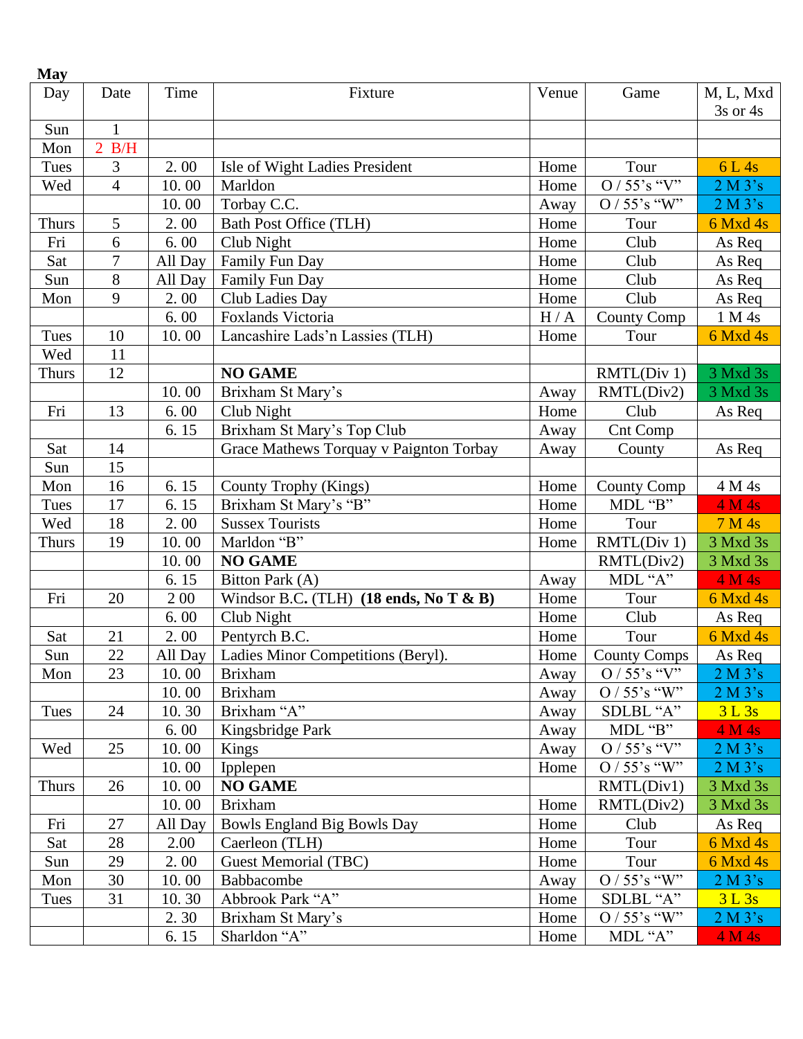**May**

| Day | Date | Time | Fixture | Venue | Game | M, L, Mxd 3s or 4s |
|---|---|---|---|---|---|---|
| Sun | 1 | | | | | |
| Mon | 2 B/H | | | | | |
| Tues | 3 | 2. 00 | Isle of Wight Ladies President | Home | Tour | 6 L 4s |
| Wed | 4 | 10. 00 | Marldon | Home | O / 55's "V" | 2 M 3's |
| | | 10. 00 | Torbay C.C. | Away | O / 55's "W" | 2 M 3's |
| Thurs | 5 | 2. 00 | Bath Post Office (TLH) | Home | Tour | 6 Mxd 4s |
| Fri | 6 | 6. 00 | Club Night | Home | Club | As Req |
| Sat | 7 | All Day | Family Fun Day | Home | Club | As Req |
| Sun | 8 | All Day | Family Fun Day | Home | Club | As Req |
| Mon | 9 | 2. 00 | Club Ladies Day | Home | Club | As Req |
| | | 6. 00 | Foxlands Victoria | H / A | County Comp | 1 M 4s |
| Tues | 10 | 10. 00 | Lancashire Lads'n Lassies (TLH) | Home | Tour | 6 Mxd 4s |
| Wed | 11 | | | | | |
| Thurs | 12 | | **NO GAME** | | RMTL(Div 1) | 3 Mxd 3s |
| | | 10. 00 | Brixham St Mary's | Away | RMTL(Div2) | 3 Mxd 3s |
| Fri | 13 | 6. 00 | Club Night | Home | Club | As Req |
| | | 6. 15 | Brixham St Mary's Top Club | Away | Cnt Comp | |
| Sat | 14 | | Grace Mathews Torquay v Paignton Torbay | Away | County | As Req |
| Sun | 15 | | | | | |
| Mon | 16 | 6. 15 | County Trophy (Kings) | Home | County Comp | 4 M 4s |
| Tues | 17 | 6. 15 | Brixham St Mary's "B" | Home | MDL "B" | 4 M 4s |
| Wed | 18 | 2. 00 | Sussex Tourists | Home | Tour | 7 M 4s |
| Thurs | 19 | 10. 00 | Marldon "B" | Home | RMTL(Div 1) | 3 Mxd 3s |
| | | 10. 00 | **NO GAME** | | RMTL(Div2) | 3 Mxd 3s |
| | | 6. 15 | Bitton Park (A) | Away | MDL "A" | 4 M 4s |
| Fri | 20 | 2 00 | Windsor B.C. (TLH) **(18 ends, No T & B)** | Home | Tour | 6 Mxd 4s |
| | | 6. 00 | Club Night | Home | Club | As Req |
| Sat | 21 | 2. 00 | Pentyrch B.C. | Home | Tour | 6 Mxd 4s |
| Sun | 22 | All Day | Ladies Minor Competitions (Beryl). | Home | County Comps | As Req |
| Mon | 23 | 10. 00 | Brixham | Away | O / 55's "V" | 2 M 3's |
| | | 10. 00 | Brixham | Away | O / 55's "W" | 2 M 3's |
| Tues | 24 | 10. 30 | Brixham "A" | Away | SDLBL "A" | 3 L 3s |
| | | 6. 00 | Kingsbridge Park | Away | MDL "B" | 4 M 4s |
| Wed | 25 | 10. 00 | Kings | Away | O / 55's "V" | 2 M 3's |
| | | 10. 00 | Ipplepen | Home | O / 55's "W" | 2 M 3's |
| Thurs | 26 | 10. 00 | **NO GAME** | | RMTL(Div1) | 3 Mxd 3s |
| | | 10. 00 | Brixham | Home | RMTL(Div2) | 3 Mxd 3s |
| Fri | 27 | All Day | Bowls England Big Bowls Day | Home | Club | As Req |
| Sat | 28 | 2.00 | Caerleon (TLH) | Home | Tour | 6 Mxd 4s |
| Sun | 29 | 2. 00 | Guest Memorial (TBC) | Home | Tour | 6 Mxd 4s |
| Mon | 30 | 10. 00 | Babbacombe | Away | O / 55's "W" | 2 M 3's |
| Tues | 31 | 10. 30 | Abbrook Park "A" | Home | SDLBL "A" | 3 L 3s |
| | | 2. 30 | Brixham St Mary's | Home | O / 55's "W" | 2 M 3's |
| | | 6. 15 | Sharldon "A" | Home | MDL "A" | 4 M 4s |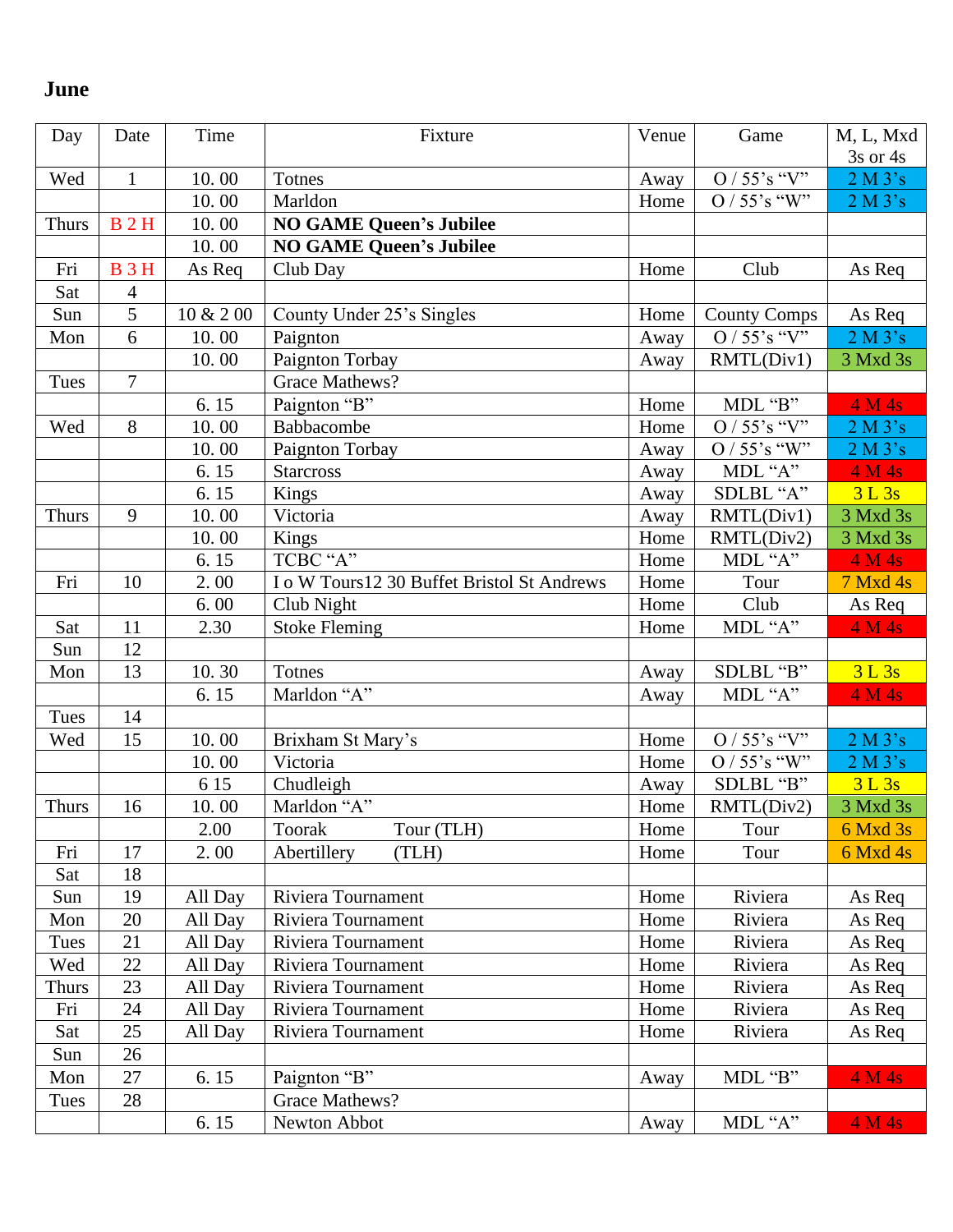## June

| Day | Date | Time | Fixture | Venue | Game | M, L, Mxd 3s or 4s |
|---|---|---|---|---|---|---|
| Wed | 1 | 10. 00 | Totnes | Away | O / 55's "V" | 2 M 3's |
| | | 10. 00 | Marldon | Home | O / 55's "W" | 2 M 3's |
| Thurs | B 2 H | 10. 00 | **NO GAME Queen's Jubilee** | | | |
| | | 10. 00 | **NO GAME Queen's Jubilee** | | | |
| Fri | B 3 H | As Req | Club Day | Home | Club | As Req |
| Sat | 4 | | | | | |
| Sun | 5 | 10 & 2 00 | County Under 25's Singles | Home | County Comps | As Req |
| Mon | 6 | 10. 00 | Paignton | Away | O / 55's "V" | 2 M 3's |
| | | 10. 00 | Paignton Torbay | Away | RMTL(Div1) | 3 Mxd 3s |
| Tues | 7 | | Grace Mathews? | | | |
| | | 6. 15 | Paignton "B" | Home | MDL "B" | 4 M 4s |
| Wed | 8 | 10. 00 | Babbacombe | Home | O / 55's "V" | 2 M 3's |
| | | 10. 00 | Paignton Torbay | Away | O / 55's "W" | 2 M 3's |
| | | 6. 15 | Starcross | Away | MDL "A" | 4 M 4s |
| | | 6. 15 | Kings | Away | SDLBL "A" | 3 L 3s |
| Thurs | 9 | 10. 00 | Victoria | Away | RMTL(Div1) | 3 Mxd 3s |
| | | 10. 00 | Kings | Home | RMTL(Div2) | 3 Mxd 3s |
| | | 6. 15 | TCBC "A" | Home | MDL "A" | 4 M 4s |
| Fri | 10 | 2. 00 | I o W Tours12 30 Buffet Bristol St Andrews | Home | Tour | 7 Mxd 4s |
| | | 6. 00 | Club Night | Home | Club | As Req |
| Sat | 11 | 2.30 | Stoke Fleming | Home | MDL "A" | 4 M 4s |
| Sun | 12 | | | | | |
| Mon | 13 | 10. 30 | Totnes | Away | SDLBL "B" | 3 L 3s |
| | | 6. 15 | Marldon "A" | Away | MDL "A" | 4 M 4s |
| Tues | 14 | | | | | |
| Wed | 15 | 10. 00 | Brixham St Mary's | Home | O / 55's "V" | 2 M 3's |
| | | 10. 00 | Victoria | Home | O / 55's "W" | 2 M 3's |
| | | 6 15 | Chudleigh | Away | SDLBL "B" | 3 L 3s |
| Thurs | 16 | 10. 00 | Marldon "A" | Home | RMTL(Div2) | 3 Mxd 3s |
| | | 2.00 | Toorak Tour (TLH) | Home | Tour | 6 Mxd 3s |
| Fri | 17 | 2. 00 | Abertillery (TLH) | Home | Tour | 6 Mxd 4s |
| Sat | 18 | | | | | |
| Sun | 19 | All Day | Riviera Tournament | Home | Riviera | As Req |
| Mon | 20 | All Day | Riviera Tournament | Home | Riviera | As Req |
| Tues | 21 | All Day | Riviera Tournament | Home | Riviera | As Req |
| Wed | 22 | All Day | Riviera Tournament | Home | Riviera | As Req |
| Thurs | 23 | All Day | Riviera Tournament | Home | Riviera | As Req |
| Fri | 24 | All Day | Riviera Tournament | Home | Riviera | As Req |
| Sat | 25 | All Day | Riviera Tournament | Home | Riviera | As Req |
| Sun | 26 | | | | | |
| Mon | 27 | 6. 15 | Paignton "B" | Away | MDL "B" | 4 M 4s |
| Tues | 28 | | Grace Mathews? | | | |
| | | 6. 15 | Newton Abbot | Away | MDL "A" | 4 M 4s |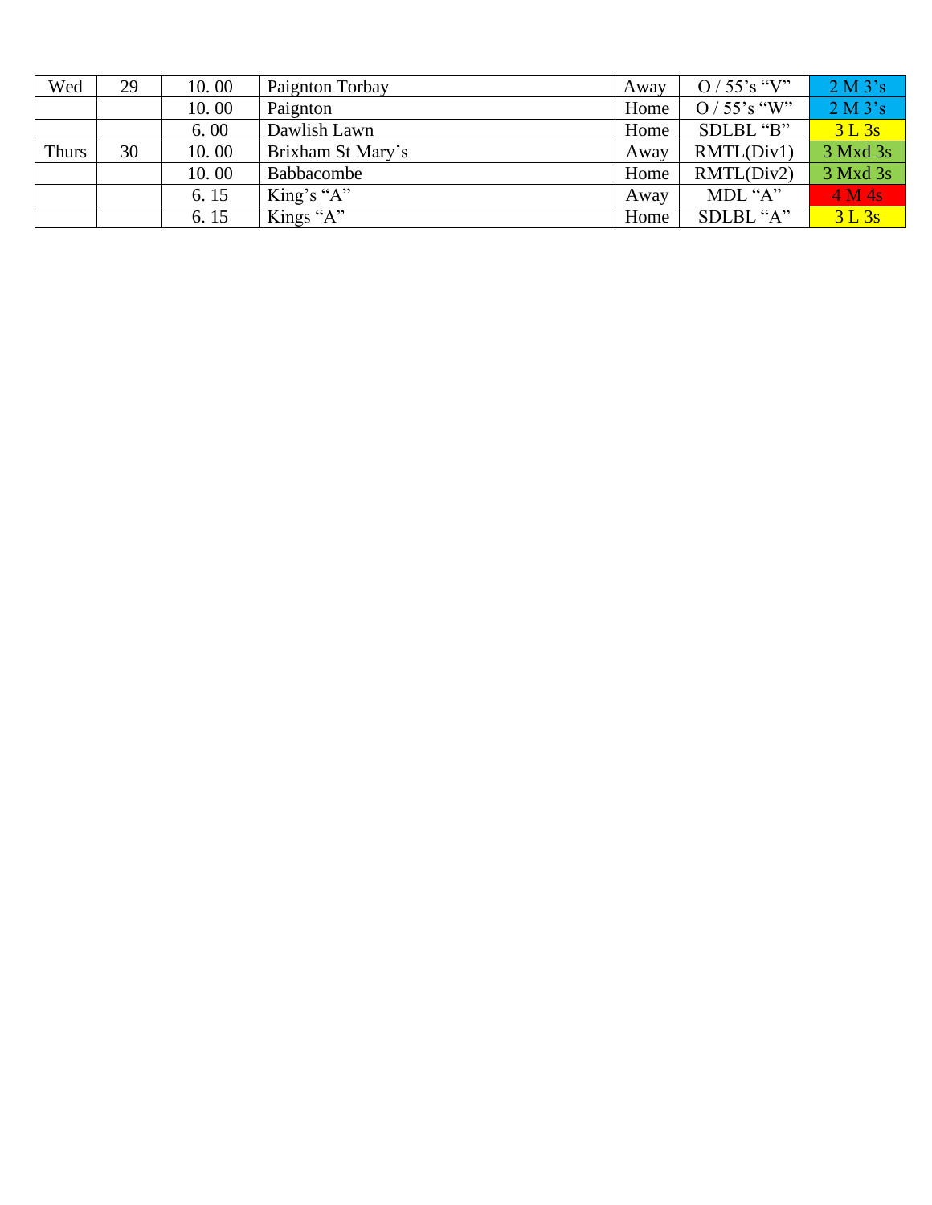| Wed | 29 | 10. 00 | Paignton Torbay | Away | O / 55's "V" | 2 M 3's |
|---|---|---|---|---|---|---|
| | | 10. 00 | Paignton | Home | O / 55's "W" | 2 M 3's |
| | | 6. 00 | Dawlish Lawn | Home | SDLBL "B" | 3 L 3s |
| Thurs | 30 | 10. 00 | Brixham St Mary's | Away | RMTL(Div1) | 3 Mxd 3s |
| | | 10. 00 | Babbacombe | Home | RMTL(Div2) | 3 Mxd 3s |
| | | 6. 15 | King's "A" | Away | MDL "A" | 4 M 4s |
| | | 6. 15 | Kings "A" | Home | SDLBL "A" | 3 L 3s |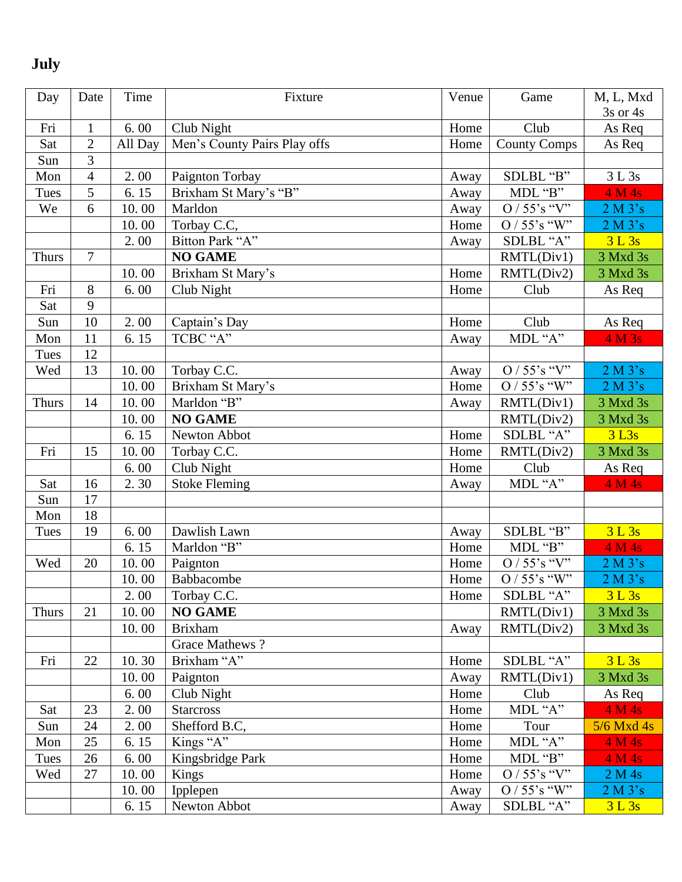## July

| Day | Date | Time | Fixture | Venue | Game | M, L, Mxd 3s or 4s |
|---|---|---|---|---|---|---|
| Fri | 1 | 6. 00 | Club Night | Home | Club | As Req |
| Sat | 2 | All Day | Men's County Pairs Play offs | Home | County Comps | As Req |
| Sun | 3 | | | | | |
| Mon | 4 | 2. 00 | Paignton Torbay | Away | SDLBL "B" | 3 L 3s |
| Tues | 5 | 6. 15 | Brixham St Mary's "B" | Away | MDL "B" | 4 M 4s |
| We | 6 | 10. 00 | Marldon | Away | O / 55's "V" | 2 M 3's |
| | | 10. 00 | Torbay C.C, | Home | O / 55's "W" | 2 M 3's |
| | | 2. 00 | Bitton Park "A" | Away | SDLBL "A" | 3 L 3s |
| Thurs | 7 | | **NO GAME** | | RMTL(Div1) | 3 Mxd 3s |
| | | 10. 00 | Brixham St Mary's | Home | RMTL(Div2) | 3 Mxd 3s |
| Fri | 8 | 6. 00 | Club Night | Home | Club | As Req |
| Sat | 9 | | | | | |
| Sun | 10 | 2. 00 | Captain's Day | Home | Club | As Req |
| Mon | 11 | 6. 15 | TCBC "A" | Away | MDL "A" | 4 M 3s |
| Tues | 12 | | | | | |
| Wed | 13 | 10. 00 | Torbay C.C. | Away | O / 55's "V" | 2 M 3's |
| | | 10. 00 | Brixham St Mary's | Home | O / 55's "W" | 2 M 3's |
| Thurs | 14 | 10. 00 | Marldon "B" | Away | RMTL(Div1) | 3 Mxd 3s |
| | | 10. 00 | **NO GAME** | | RMTL(Div2) | 3 Mxd 3s |
| | | 6. 15 | Newton Abbot | Home | SDLBL "A" | 3 L3s |
| Fri | 15 | 10. 00 | Torbay C.C. | Home | RMTL(Div2) | 3 Mxd 3s |
| | | 6. 00 | Club Night | Home | Club | As Req |
| Sat | 16 | 2. 30 | Stoke Fleming | Away | MDL "A" | 4 M 4s |
| Sun | 17 | | | | | |
| Mon | 18 | | | | | |
| Tues | 19 | 6. 00 | Dawlish Lawn | Away | SDLBL "B" | 3 L 3s |
| | | 6. 15 | Marldon "B" | Home | MDL "B" | 4 M 4s |
| Wed | 20 | 10. 00 | Paignton | Home | O / 55's "V" | 2 M 3's |
| | | 10. 00 | Babbacombe | Home | O / 55's "W" | 2 M 3's |
| | | 2. 00 | Torbay C.C. | Home | SDLBL "A" | 3 L 3s |
| Thurs | 21 | 10. 00 | **NO GAME** | | RMTL(Div1) | 3 Mxd 3s |
| | | 10. 00 | Brixham | Away | RMTL(Div2) | 3 Mxd 3s |
| | | | Grace Mathews ? | | | |
| Fri | 22 | 10. 30 | Brixham "A" | Home | SDLBL "A" | 3 L 3s |
| | | 10. 00 | Paignton | Away | RMTL(Div1) | 3 Mxd 3s |
| | | 6. 00 | Club Night | Home | Club | As Req |
| Sat | 23 | 2. 00 | Starcross | Home | MDL "A" | 4 M 4s |
| Sun | 24 | 2. 00 | Shefford B.C, | Home | Tour | 5/6 Mxd 4s |
| Mon | 25 | 6. 15 | Kings "A" | Home | MDL "A" | 4 M 4s |
| Tues | 26 | 6. 00 | Kingsbridge Park | Home | MDL "B" | 4 M 4s |
| Wed | 27 | 10. 00 | Kings | Home | O / 55's "V" | 2 M 4s |
| | | 10. 00 | Ipplepen | Away | O / 55's "W" | 2 M 3's |
| | | 6. 15 | Newton Abbot | Away | SDLBL "A" | 3 L 3s |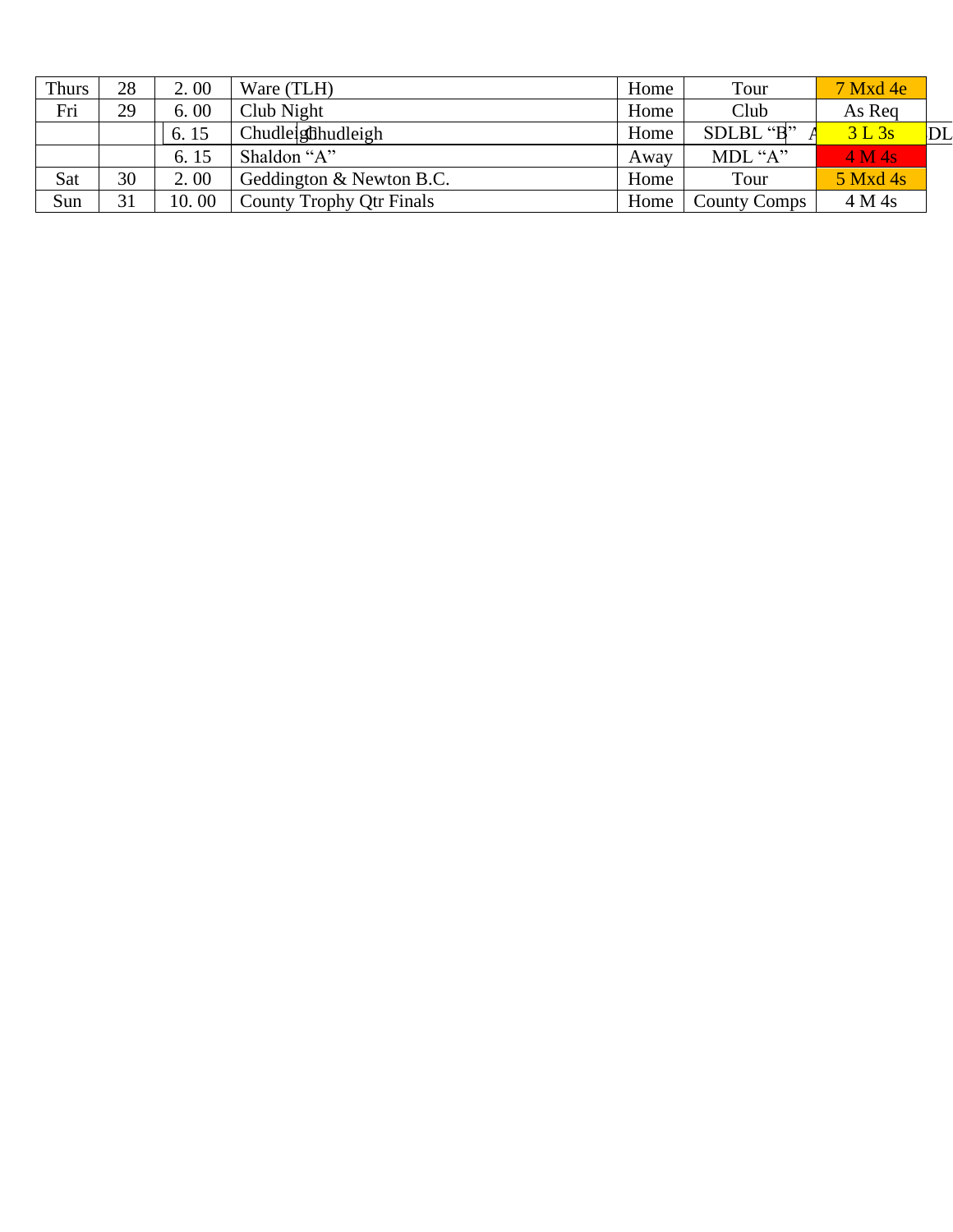| Thurs | 28 | 2. 00 | Ware (TLH) | Home | Tour | 7 Mxd 4e |
|---|---|---|---|---|---|---|
| Fri | 29 | 6. 00 | Club Night | Home | Club | As Req |
| | | 6. 15 | Chudleigh | Home | SDLBL “B” | 3 L 3s |
| | | 6. 15 | Shaldon “A” | Away | MDL “A” | 4 M 4s |
| Sat | 30 | 2. 00 | Geddington & Newton B.C. | Home | Tour | 5 Mxd 4s |
| Sun | 31 | 10. 00 | County Trophy Qtr Finals | Home | County Comps | 4 M 4s |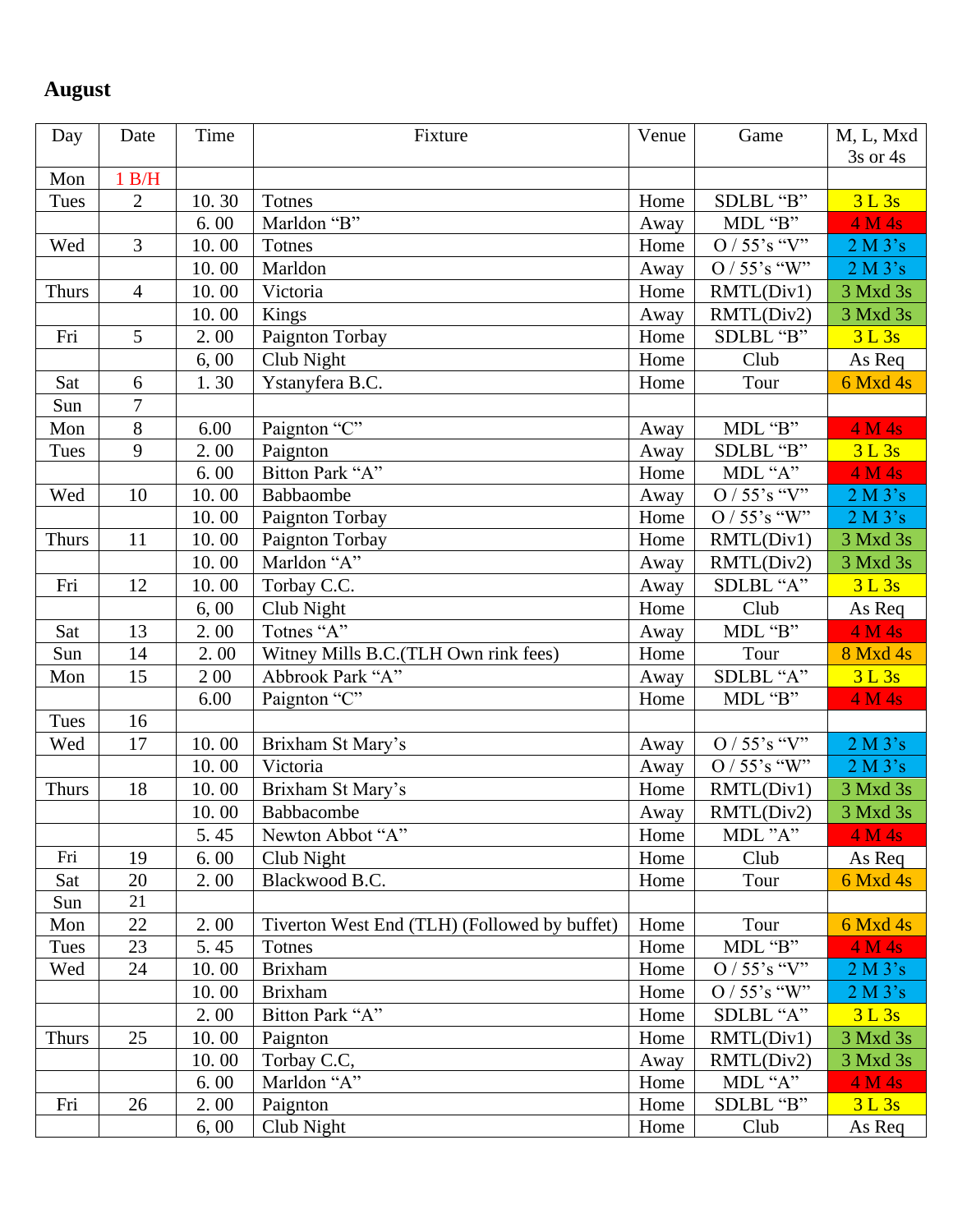## August

| Day | Date | Time | Fixture | Venue | Game | M, L, Mxd 3s or 4s |
|---|---|---|---|---|---|---|
| Mon | 1 B/H | | | | | |
| Tues | 2 | 10. 30 | Totnes | Home | SDLBL "B" | 3 L 3s |
| | | 6. 00 | Marldon "B" | Away | MDL "B" | 4 M 4s |
| Wed | 3 | 10. 00 | Totnes | Home | O / 55's "V" | 2 M 3's |
| | | 10. 00 | Marldon | Away | O / 55's "W" | 2 M 3's |
| Thurs | 4 | 10. 00 | Victoria | Home | RMTL(Div1) | 3 Mxd 3s |
| | | 10. 00 | Kings | Away | RMTL(Div2) | 3 Mxd 3s |
| Fri | 5 | 2. 00 | Paignton Torbay | Home | SDLBL "B" | 3 L 3s |
| | | 6, 00 | Club Night | Home | Club | As Req |
| Sat | 6 | 1. 30 | Ystanyfera B.C. | Home | Tour | 6 Mxd 4s |
| Sun | 7 | | | | | |
| Mon | 8 | 6.00 | Paignton "C" | Away | MDL "B" | 4 M 4s |
| Tues | 9 | 2. 00 | Paignton | Away | SDLBL "B" | 3 L 3s |
| | | 6. 00 | Bitton Park "A" | Home | MDL "A" | 4 M 4s |
| Wed | 10 | 10. 00 | Babbaombe | Away | O / 55's "V" | 2 M 3's |
| | | 10. 00 | Paignton Torbay | Home | O / 55's "W" | 2 M 3's |
| Thurs | 11 | 10. 00 | Paignton Torbay | Home | RMTL(Div1) | 3 Mxd 3s |
| | | 10. 00 | Marldon "A" | Away | RMTL(Div2) | 3 Mxd 3s |
| Fri | 12 | 10. 00 | Torbay C.C. | Away | SDLBL "A" | 3 L 3s |
| | | 6, 00 | Club Night | Home | Club | As Req |
| Sat | 13 | 2. 00 | Totnes "A" | Away | MDL "B" | 4 M 4s |
| Sun | 14 | 2. 00 | Witney Mills B.C.(TLH Own rink fees) | Home | Tour | 8 Mxd 4s |
| Mon | 15 | 2 00 | Abbrook Park "A" | Away | SDLBL "A" | 3 L 3s |
| | | 6.00 | Paignton "C" | Home | MDL "B" | 4 M 4s |
| Tues | 16 | | | | | |
| Wed | 17 | 10. 00 | Brixham St Mary's | Away | O / 55's "V" | 2 M 3's |
| | | 10. 00 | Victoria | Away | O / 55's "W" | 2 M 3's |
| Thurs | 18 | 10. 00 | Brixham St Mary's | Home | RMTL(Div1) | 3 Mxd 3s |
| | | 10. 00 | Babbacombe | Away | RMTL(Div2) | 3 Mxd 3s |
| | | 5. 45 | Newton Abbot "A" | Home | MDL "A" | 4 M 4s |
| Fri | 19 | 6. 00 | Club Night | Home | Club | As Req |
| Sat | 20 | 2. 00 | Blackwood B.C. | Home | Tour | 6 Mxd 4s |
| Sun | 21 | | | | | |
| Mon | 22 | 2. 00 | Tiverton West End (TLH) (Followed by buffet) | Home | Tour | 6 Mxd 4s |
| Tues | 23 | 5. 45 | Totnes | Home | MDL "B" | 4 M 4s |
| Wed | 24 | 10. 00 | Brixham | Home | O / 55's "V" | 2 M 3's |
| | | 10. 00 | Brixham | Home | O / 55's "W" | 2 M 3's |
| | | 2. 00 | Bitton Park "A" | Home | SDLBL "A" | 3 L 3s |
| Thurs | 25 | 10. 00 | Paignton | Home | RMTL(Div1) | 3 Mxd 3s |
| | | 10. 00 | Torbay C.C, | Away | RMTL(Div2) | 3 Mxd 3s |
| | | 6. 00 | Marldon "A" | Home | MDL "A" | 4 M 4s |
| Fri | 26 | 2. 00 | Paignton | Home | SDLBL "B" | 3 L 3s |
| | | 6, 00 | Club Night | Home | Club | As Req |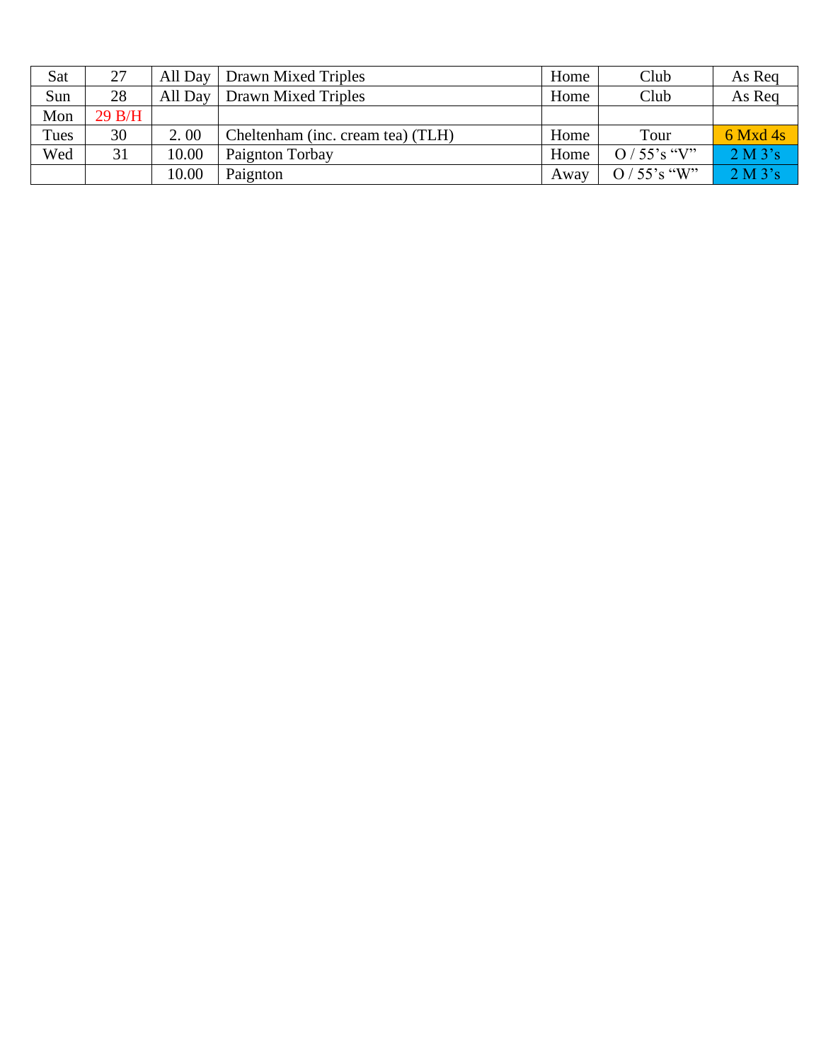| Sat | 27 | All Day | Drawn Mixed Triples | Home | Club | As Req |
|---|---|---|---|---|---|---|
| Sun | 28 | All Day | Drawn Mixed Triples | Home | Club | As Req |
| Mon | 29 B/H | | | | | |
| Tues | 30 | 2. 00 | Cheltenham (inc. cream tea) (TLH) | Home | Tour | 6 Mxd 4s |
| Wed | 31 | 10.00 | Paignton Torbay | Home | O / 55's "V" | 2 M 3's |
| | | 10.00 | Paignton | Away | O / 55's "W" | 2 M 3's |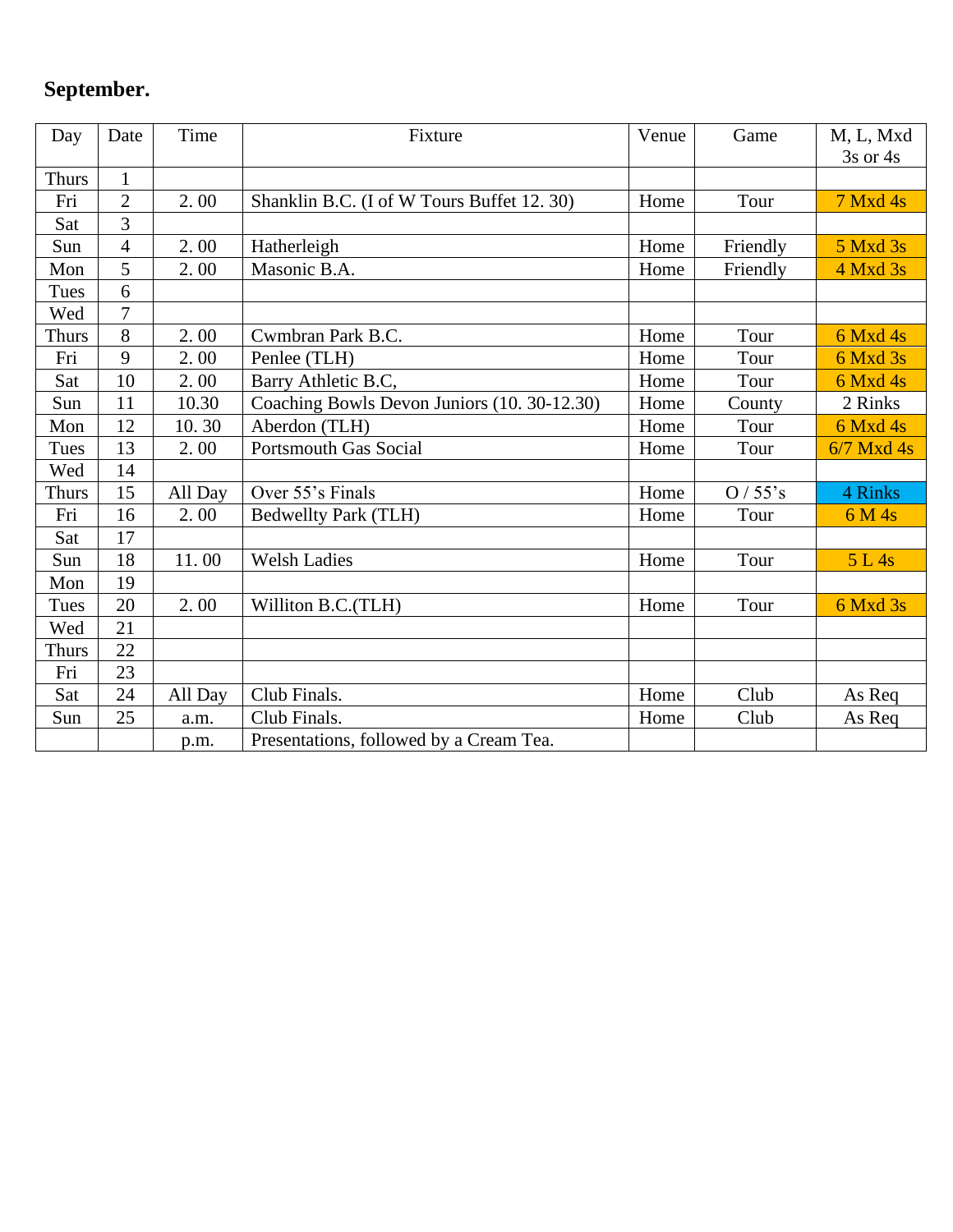**September.**

| Day | Date | Time | Fixture | Venue | Game | M, L, Mxd 3s or 4s |
|---|---|---|---|---|---|---|
| Thurs | 1 | | | | | |
| Fri | 2 | 2. 00 | Shanklin B.C. (I of W Tours Buffet 12. 30) | Home | Tour | 7 Mxd 4s |
| Sat | 3 | | | | | |
| Sun | 4 | 2. 00 | Hatherleigh | Home | Friendly | 5 Mxd 3s |
| Mon | 5 | 2. 00 | Masonic B.A. | Home | Friendly | 4 Mxd 3s |
| Tues | 6 | | | | | |
| Wed | 7 | | | | | |
| Thurs | 8 | 2. 00 | Cwmbran Park B.C. | Home | Tour | 6 Mxd 4s |
| Fri | 9 | 2. 00 | Penlee (TLH) | Home | Tour | 6 Mxd 3s |
| Sat | 10 | 2. 00 | Barry Athletic B.C, | Home | Tour | 6 Mxd 4s |
| Sun | 11 | 10.30 | Coaching Bowls Devon Juniors (10. 30-12.30) | Home | County | 2 Rinks |
| Mon | 12 | 10. 30 | Aberdon (TLH) | Home | Tour | 6 Mxd 4s |
| Tues | 13 | 2. 00 | Portsmouth Gas Social | Home | Tour | 6/7 Mxd 4s |
| Wed | 14 | | | | | |
| Thurs | 15 | All Day | Over 55's Finals | Home | O / 55's | 4 Rinks |
| Fri | 16 | 2. 00 | Bedwellty Park (TLH) | Home | Tour | 6 M 4s |
| Sat | 17 | | | | | |
| Sun | 18 | 11. 00 | Welsh Ladies | Home | Tour | 5 L 4s |
| Mon | 19 | | | | | |
| Tues | 20 | 2. 00 | Williton B.C.(TLH) | Home | Tour | 6 Mxd 3s |
| Wed | 21 | | | | | |
| Thurs | 22 | | | | | |
| Fri | 23 | | | | | |
| Sat | 24 | All Day | Club Finals. | Home | Club | As Req |
| Sun | 25 | a.m. | Club Finals. | Home | Club | As Req |
| | | p.m. | Presentations, followed by a Cream Tea. | | | |